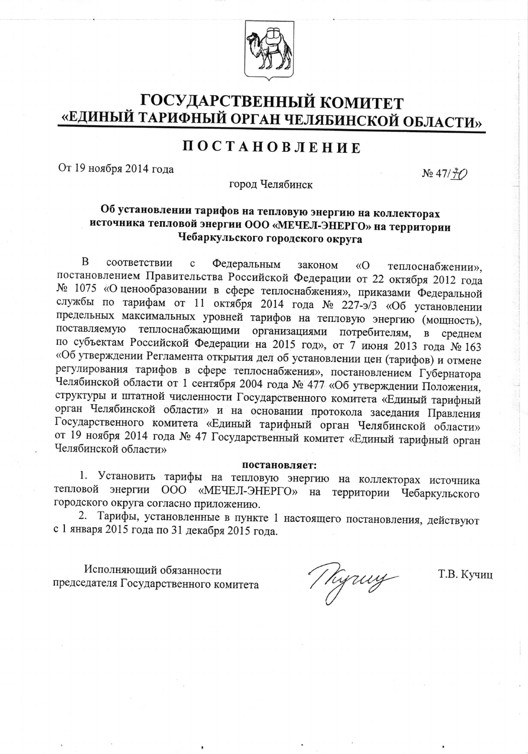# ГОСУДАРСТВЕННЫЙ КОМИТЕТ «ЕДИНЫЙ ТАРИФНЫЙ ОРГАН ЧЕЛЯБИНСКОЙ ОБЛАСТИ»

## П О С Т А Н О В Л Е Н И Е

От 19 ноября 2014 года № 47/70

город Челябинск

**Об установлении тарифов на тепловую энергию на коллекторах источника тепловой энергии ООО «МЕЧЕЛ-ЭНЕРГО» на территории Чебаркульского городского округа**

В соответствии с Федеральным законом «О теплоснабжении», постановлением Правительства Российской Федерации от 22 октября 2012 года № 1075 «О ценообразовании в сфере теплоснабжения», приказами Федеральной службы по тарифам от 11 октября 2014 года № 227-э/3 «Об установлении предельных максимальных уровней тарифов на тепловую энергию (мощность), поставляемую теплоснабжающими организациями потребителям, в среднем по субъектам Российской Федерации на 2015 год», от 7 июня 2013 года № 163 «Об утверждении Регламента открытия дел об установлении цен (тарифов) и отмене регулирования тарифов в сфере теплоснабжения», постановлением Губернатора Челябинской области от 1 сентября 2004 года № 477 «Об утверждении Положения, структуры и штатной численности Государственного комитета «Единый тарифный орган Челябинской области» и на основании протокола заседания Правления Государственного комитета «Единый тарифный орган Челябинской области» от 19 ноября 2014 года № 47 Государственный комитет «Единый тарифный орган Челябинской области»

**постановляет:**

1. Установить тарифы на тепловую энергию на коллекторах источника тепловой энергии ООО «МЕЧЕЛ-ЭНЕРГО» на территории Чебаркульского городского округа согласно приложению.
2. Тарифы, установленные в пункте 1 настоящего постановления, действуют с 1 января 2015 года по 31 декабря 2015 года.

Исполняющий обязанности
председателя Государственного комитета Т.В. Кучиц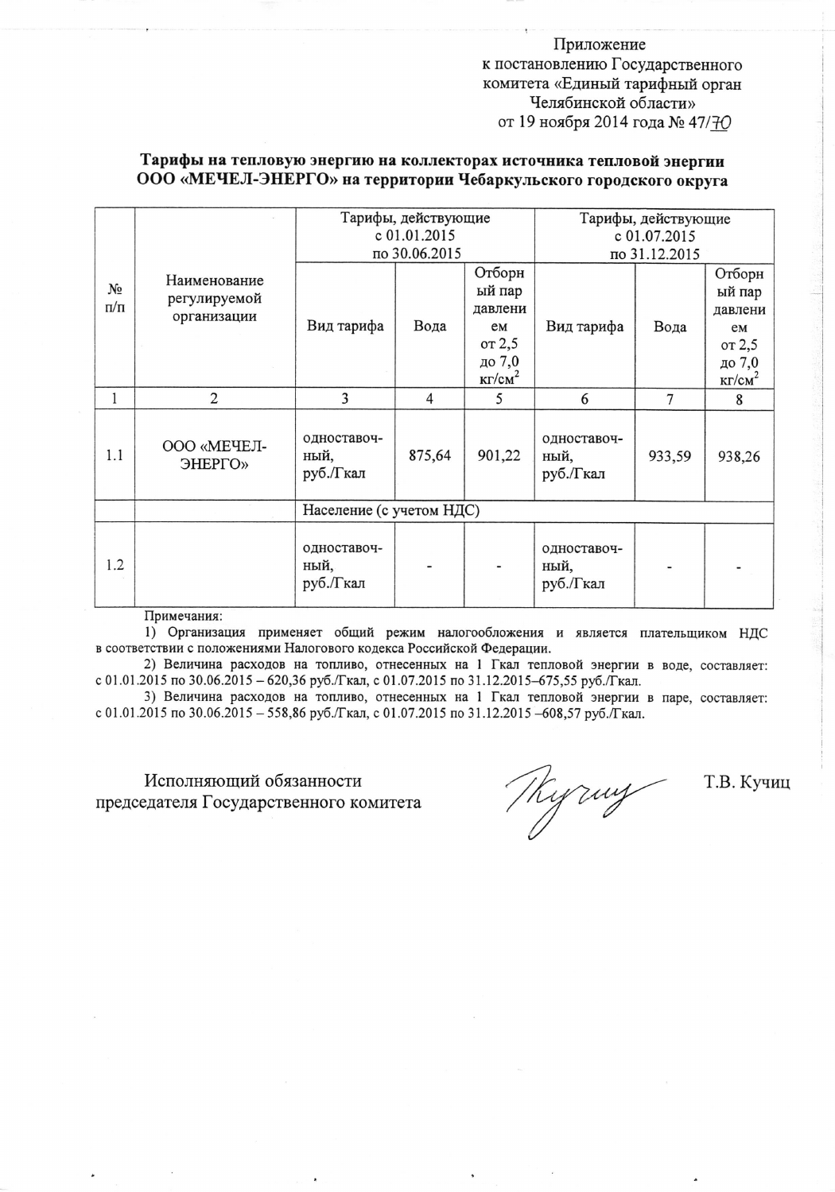Приложение
к постановлению Государственного
комитета «Единый тарифный орган
Челябинской области»
от 19 ноября 2014 года № 47/70

**Тарифы на тепловую энергию на коллекторах источника тепловой энергии ООО «МЕЧЕЛ-ЭНЕРГО» на территории Чебаркульского городского округа**

| № п/п | Наименование регулируемой организации | Тарифы, действующие с 01.01.2015 по 30.06.2015 | | | Тарифы, действующие с 01.07.2015 по 31.12.2015 | | |
|---|---|---|---|---|---|---|---|
| | | Вид тарифа | Вода | Отборный пар давлением от 2,5 до 7,0 кг/см$^2$ | Вид тарифа | Вода | Отборный пар давлением от 2,5 до 7,0 кг/см$^2$ |
| 1 | 2 | 3 | 4 | 5 | 6 | 7 | 8 |
| 1.1 | ООО «МЕЧЕЛ-ЭНЕРГО» | одноставочный, руб./Гкал | 875,64 | 901,22 | одноставочный, руб./Гкал | 933,59 | 938,26 |
| | | Население (с учетом НДС) | | | | | |
| 1.2 | | одноставочный, руб./Гкал | - | - | одноставочный, руб./Гкал | - | - |

Примечания:

1) Организация применяет общий режим налогообложения и является плательщиком НДС в соответствии с положениями Налогового кодекса Российской Федерации.

2) Величина расходов на топливо, отнесенных на 1 Гкал тепловой энергии в воде, составляет: с 01.01.2015 по 30.06.2015 – 620,36 руб./Гкал, с 01.07.2015 по 31.12.2015–675,55 руб./Гкал.

3) Величина расходов на топливо, отнесенных на 1 Гкал тепловой энергии в паре, составляет: с 01.01.2015 по 30.06.2015 – 558,86 руб./Гкал, с 01.07.2015 по 31.12.2015 –608,57 руб./Гкал.

Исполняющий обязанности
председателя Государственного комитета

Т.В. Кучиц